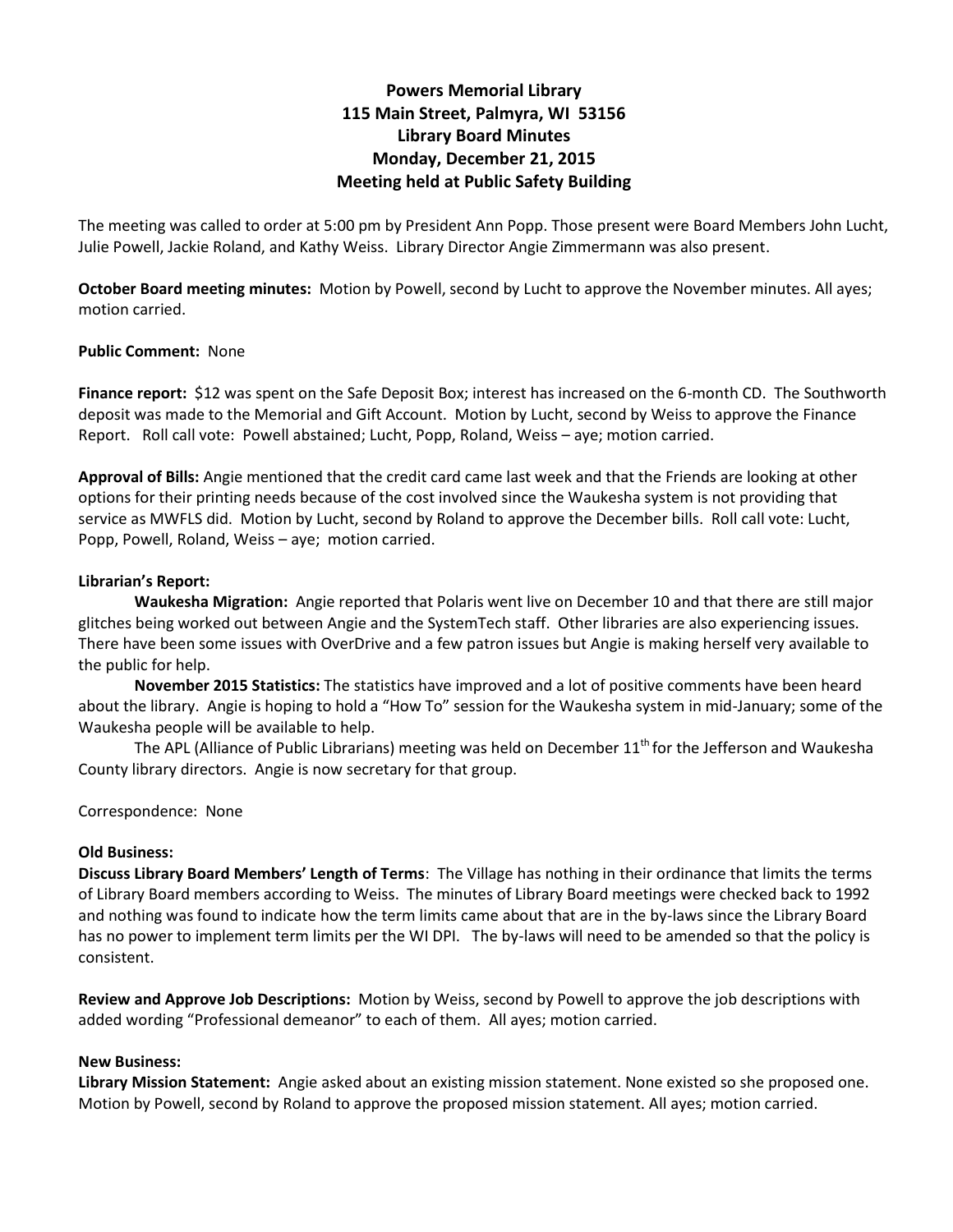# Powers Memorial Library
## 115 Main Street, Palmyra, WI 53156
## Library Board Minutes
## Monday, December 21, 2015
## Meeting held at Public Safety Building

The meeting was called to order at 5:00 pm by President Ann Popp. Those present were Board Members John Lucht, Julie Powell, Jackie Roland, and Kathy Weiss. Library Director Angie Zimmermann was also present.

**October Board meeting minutes:** Motion by Powell, second by Lucht to approve the November minutes. All ayes; motion carried.

**Public Comment:** None

**Finance report:** $12 was spent on the Safe Deposit Box; interest has increased on the 6-month CD. The Southworth deposit was made to the Memorial and Gift Account. Motion by Lucht, second by Weiss to approve the Finance Report. Roll call vote: Powell abstained; Lucht, Popp, Roland, Weiss – aye; motion carried.

**Approval of Bills:** Angie mentioned that the credit card came last week and that the Friends are looking at other options for their printing needs because of the cost involved since the Waukesha system is not providing that service as MWFLS did. Motion by Lucht, second by Roland to approve the December bills. Roll call vote: Lucht, Popp, Powell, Roland, Weiss – aye; motion carried.

**Librarian's Report:**

**Waukesha Migration:** Angie reported that Polaris went live on December 10 and that there are still major glitches being worked out between Angie and the SystemTech staff. Other libraries are also experiencing issues. There have been some issues with OverDrive and a few patron issues but Angie is making herself very available to the public for help.

**November 2015 Statistics:** The statistics have improved and a lot of positive comments have been heard about the library. Angie is hoping to hold a "How To" session for the Waukesha system in mid-January; some of the Waukesha people will be available to help.

The APL (Alliance of Public Librarians) meeting was held on December 11th for the Jefferson and Waukesha County library directors. Angie is now secretary for that group.

Correspondence: None

**Old Business:**

**Discuss Library Board Members' Length of Terms**: The Village has nothing in their ordinance that limits the terms of Library Board members according to Weiss. The minutes of Library Board meetings were checked back to 1992 and nothing was found to indicate how the term limits came about that are in the by-laws since the Library Board has no power to implement term limits per the WI DPI. The by-laws will need to be amended so that the policy is consistent.

**Review and Approve Job Descriptions:** Motion by Weiss, second by Powell to approve the job descriptions with added wording "Professional demeanor" to each of them. All ayes; motion carried.

**New Business:**

**Library Mission Statement:** Angie asked about an existing mission statement. None existed so she proposed one. Motion by Powell, second by Roland to approve the proposed mission statement. All ayes; motion carried.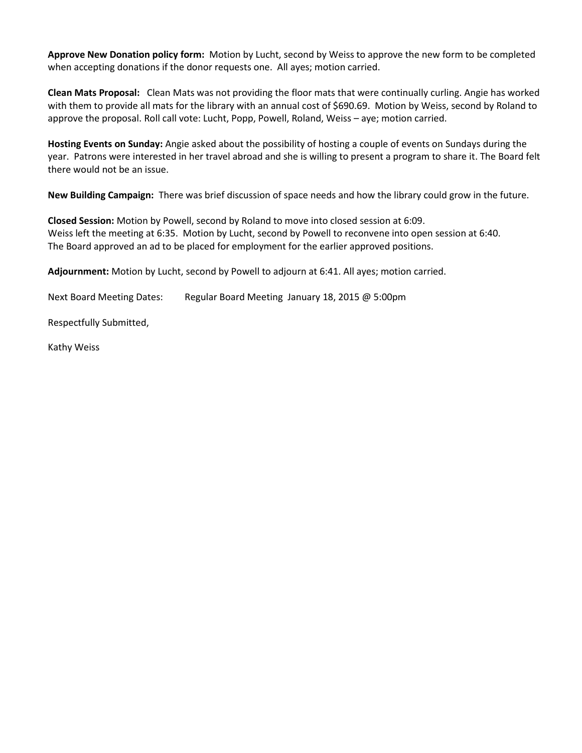**Approve New Donation policy form:** Motion by Lucht, second by Weiss to approve the new form to be completed when accepting donations if the donor requests one. All ayes; motion carried.

**Clean Mats Proposal:** Clean Mats was not providing the floor mats that were continually curling. Angie has worked with them to provide all mats for the library with an annual cost of $690.69. Motion by Weiss, second by Roland to approve the proposal. Roll call vote: Lucht, Popp, Powell, Roland, Weiss – aye; motion carried.

**Hosting Events on Sunday:** Angie asked about the possibility of hosting a couple of events on Sundays during the year. Patrons were interested in her travel abroad and she is willing to present a program to share it. The Board felt there would not be an issue.

**New Building Campaign:** There was brief discussion of space needs and how the library could grow in the future.

**Closed Session:** Motion by Powell, second by Roland to move into closed session at 6:09.
Weiss left the meeting at 6:35. Motion by Lucht, second by Powell to reconvene into open session at 6:40.
The Board approved an ad to be placed for employment for the earlier approved positions.

**Adjournment:** Motion by Lucht, second by Powell to adjourn at 6:41. All ayes; motion carried.

Next Board Meeting Dates: Regular Board Meeting January 18, 2015 @ 5:00pm

Respectfully Submitted,

Kathy Weiss